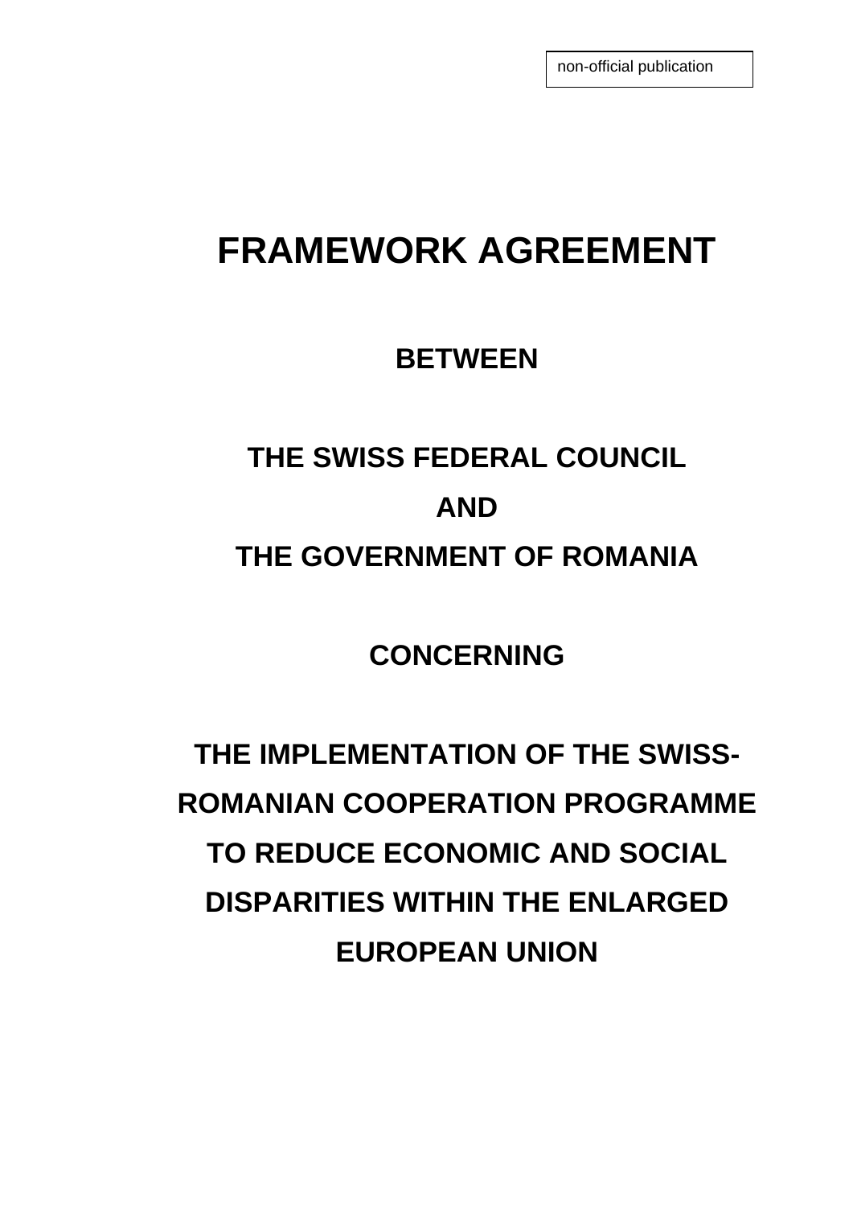non-official publication

# FRAMEWORK AGREEMENT

## BETWEEN

## THE SWISS FEDERAL COUNCIL

## AND

## THE GOVERNMENT OF ROMANIA

## CONCERNING

## THE IMPLEMENTATION OF THE SWISS-ROMANIAN COOPERATION PROGRAMME TO REDUCE ECONOMIC AND SOCIAL DISPARITIES WITHIN THE ENLARGED EUROPEAN UNION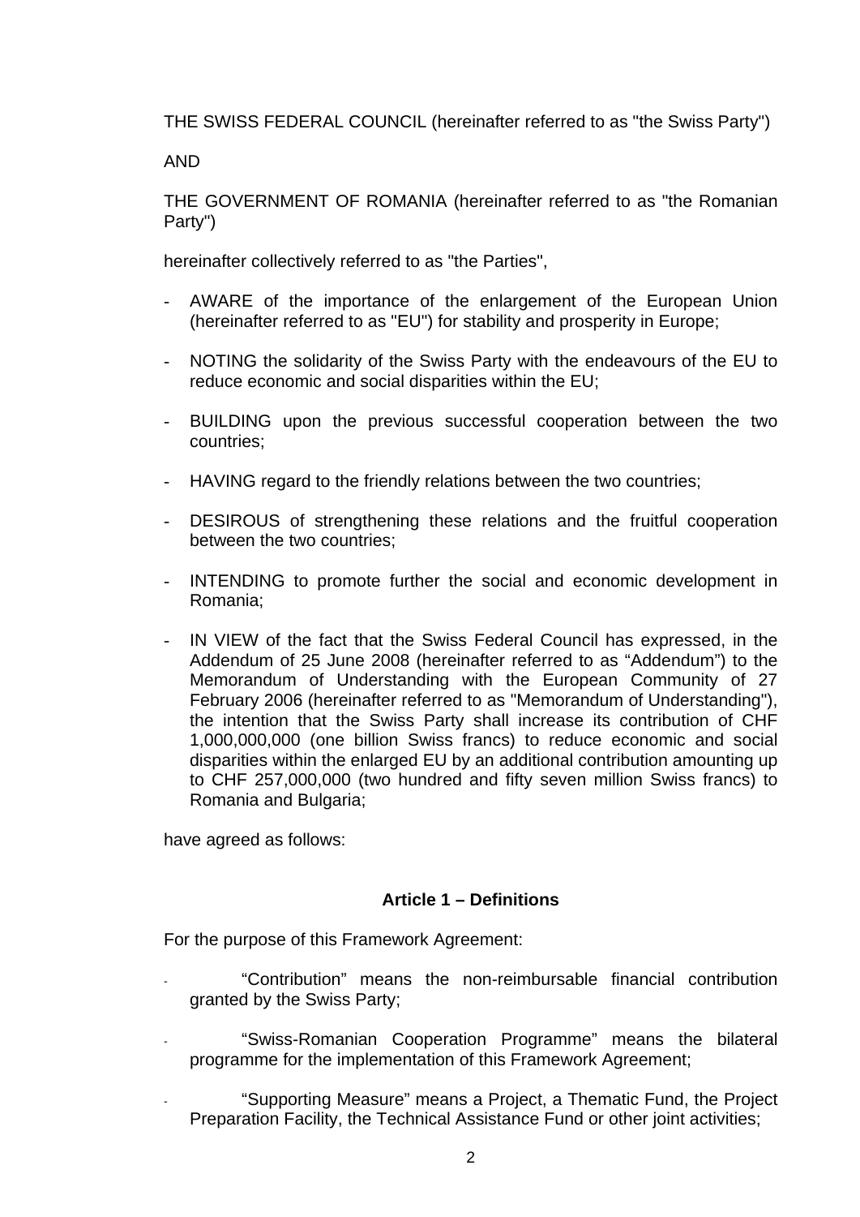THE SWISS FEDERAL COUNCIL (hereinafter referred to as "the Swiss Party")

AND

THE GOVERNMENT OF ROMANIA (hereinafter referred to as "the Romanian Party")

hereinafter collectively referred to as "the Parties",

- AWARE of the importance of the enlargement of the European Union (hereinafter referred to as "EU") for stability and prosperity in Europe;
- NOTING the solidarity of the Swiss Party with the endeavours of the EU to reduce economic and social disparities within the EU;
- BUILDING upon the previous successful cooperation between the two countries;
- HAVING regard to the friendly relations between the two countries;
- DESIROUS of strengthening these relations and the fruitful cooperation between the two countries;
- INTENDING to promote further the social and economic development in Romania;
- IN VIEW of the fact that the Swiss Federal Council has expressed, in the Addendum of 25 June 2008 (hereinafter referred to as "Addendum") to the Memorandum of Understanding with the European Community of 27 February 2006 (hereinafter referred to as "Memorandum of Understanding"), the intention that the Swiss Party shall increase its contribution of CHF 1,000,000,000 (one billion Swiss francs) to reduce economic and social disparities within the enlarged EU by an additional contribution amounting up to CHF 257,000,000 (two hundred and fifty seven million Swiss francs) to Romania and Bulgaria;

have agreed as follows:

### Article 1 – Definitions

For the purpose of this Framework Agreement:

- "Contribution" means the non-reimbursable financial contribution granted by the Swiss Party;
- "Swiss-Romanian Cooperation Programme" means the bilateral programme for the implementation of this Framework Agreement;
- "Supporting Measure" means a Project, a Thematic Fund, the Project Preparation Facility, the Technical Assistance Fund or other joint activities;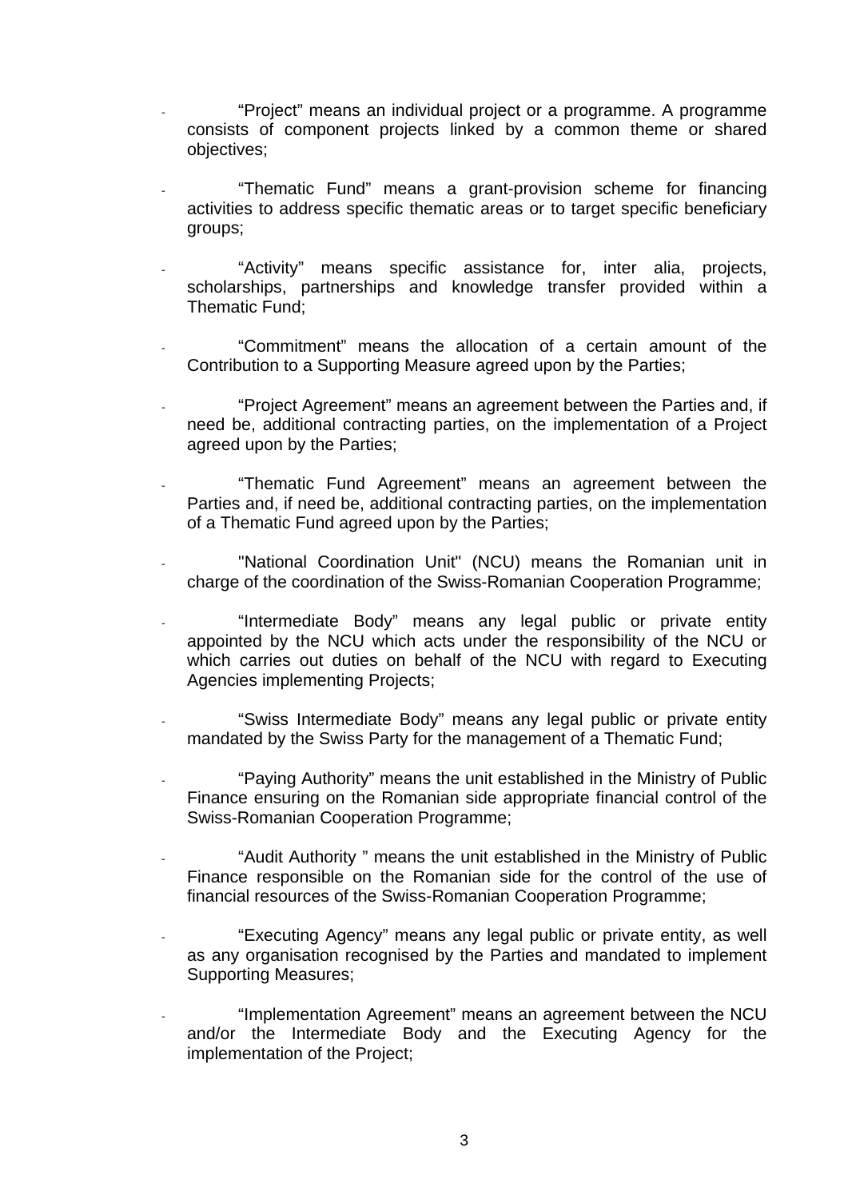- “Project” means an individual project or a programme. A programme consists of component projects linked by a common theme or shared objectives;

- “Thematic Fund” means a grant-provision scheme for financing activities to address specific thematic areas or to target specific beneficiary groups;

- “Activity” means specific assistance for, inter alia, projects, scholarships, partnerships and knowledge transfer provided within a Thematic Fund;

- “Commitment” means the allocation of a certain amount of the Contribution to a Supporting Measure agreed upon by the Parties;

- “Project Agreement” means an agreement between the Parties and, if need be, additional contracting parties, on the implementation of a Project agreed upon by the Parties;

- “Thematic Fund Agreement” means an agreement between the Parties and, if need be, additional contracting parties, on the implementation of a Thematic Fund agreed upon by the Parties;

- "National Coordination Unit" (NCU) means the Romanian unit in charge of the coordination of the Swiss-Romanian Cooperation Programme;

- “Intermediate Body” means any legal public or private entity appointed by the NCU which acts under the responsibility of the NCU or which carries out duties on behalf of the NCU with regard to Executing Agencies implementing Projects;

- “Swiss Intermediate Body” means any legal public or private entity mandated by the Swiss Party for the management of a Thematic Fund;

- “Paying Authority” means the unit established in the Ministry of Public Finance ensuring on the Romanian side appropriate financial control of the Swiss-Romanian Cooperation Programme;

- “Audit Authority ” means the unit established in the Ministry of Public Finance responsible on the Romanian side for the control of the use of financial resources of the Swiss-Romanian Cooperation Programme;

- “Executing Agency” means any legal public or private entity, as well as any organisation recognised by the Parties and mandated to implement Supporting Measures;

- “Implementation Agreement” means an agreement between the NCU and/or the Intermediate Body and the Executing Agency for the implementation of the Project;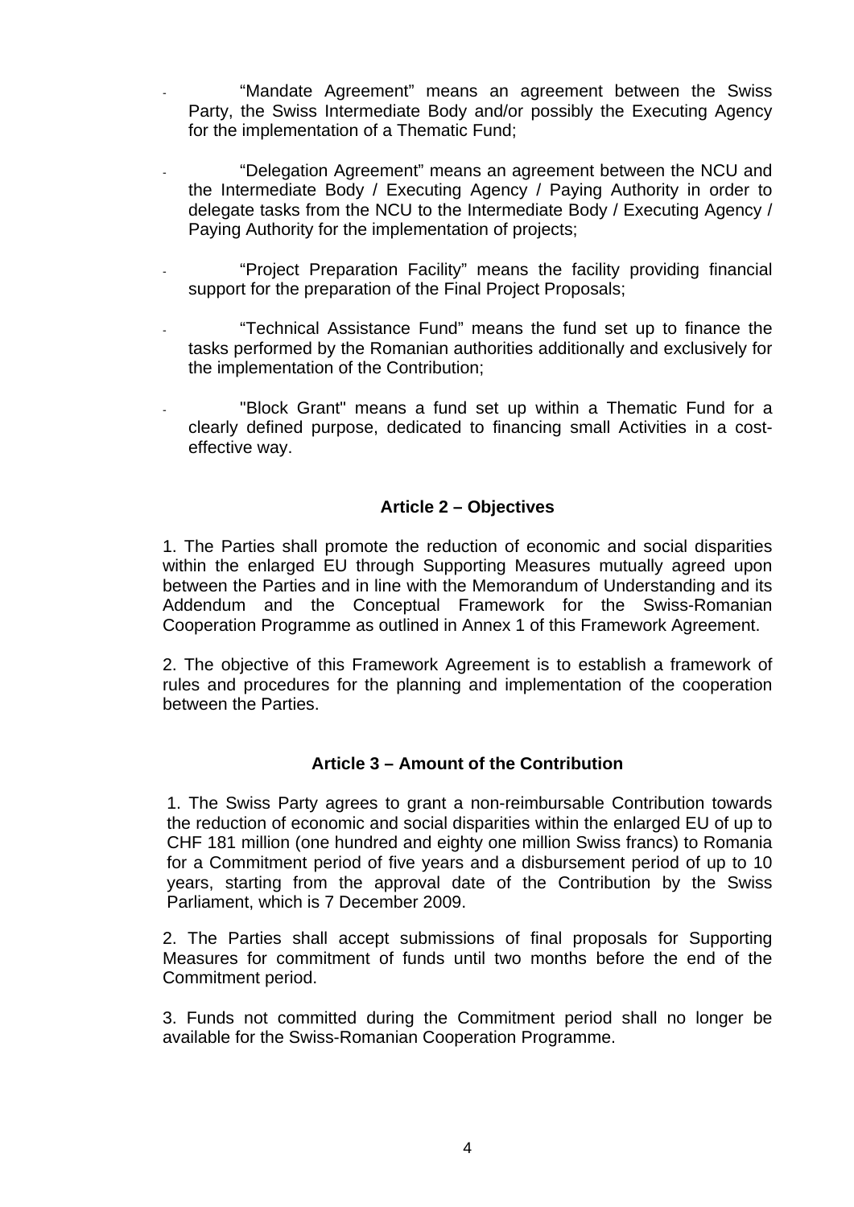- “Mandate Agreement” means an agreement between the Swiss Party, the Swiss Intermediate Body and/or possibly the Executing Agency for the implementation of a Thematic Fund;

- “Delegation Agreement” means an agreement between the NCU and the Intermediate Body / Executing Agency / Paying Authority in order to delegate tasks from the NCU to the Intermediate Body / Executing Agency / Paying Authority for the implementation of projects;

- “Project Preparation Facility” means the facility providing financial support for the preparation of the Final Project Proposals;

- “Technical Assistance Fund” means the fund set up to finance the tasks performed by the Romanian authorities additionally and exclusively for the implementation of the Contribution;

- "Block Grant" means a fund set up within a Thematic Fund for a clearly defined purpose, dedicated to financing small Activities in a cost-effective way.

## Article 2 – Objectives

1. The Parties shall promote the reduction of economic and social disparities within the enlarged EU through Supporting Measures mutually agreed upon between the Parties and in line with the Memorandum of Understanding and its Addendum and the Conceptual Framework for the Swiss-Romanian Cooperation Programme as outlined in Annex 1 of this Framework Agreement.

2. The objective of this Framework Agreement is to establish a framework of rules and procedures for the planning and implementation of the cooperation between the Parties.

## Article 3 – Amount of the Contribution

1. The Swiss Party agrees to grant a non-reimbursable Contribution towards the reduction of economic and social disparities within the enlarged EU of up to CHF 181 million (one hundred and eighty one million Swiss francs) to Romania for a Commitment period of five years and a disbursement period of up to 10 years, starting from the approval date of the Contribution by the Swiss Parliament, which is 7 December 2009.

2. The Parties shall accept submissions of final proposals for Supporting Measures for commitment of funds until two months before the end of the Commitment period.

3. Funds not committed during the Commitment period shall no longer be available for the Swiss-Romanian Cooperation Programme.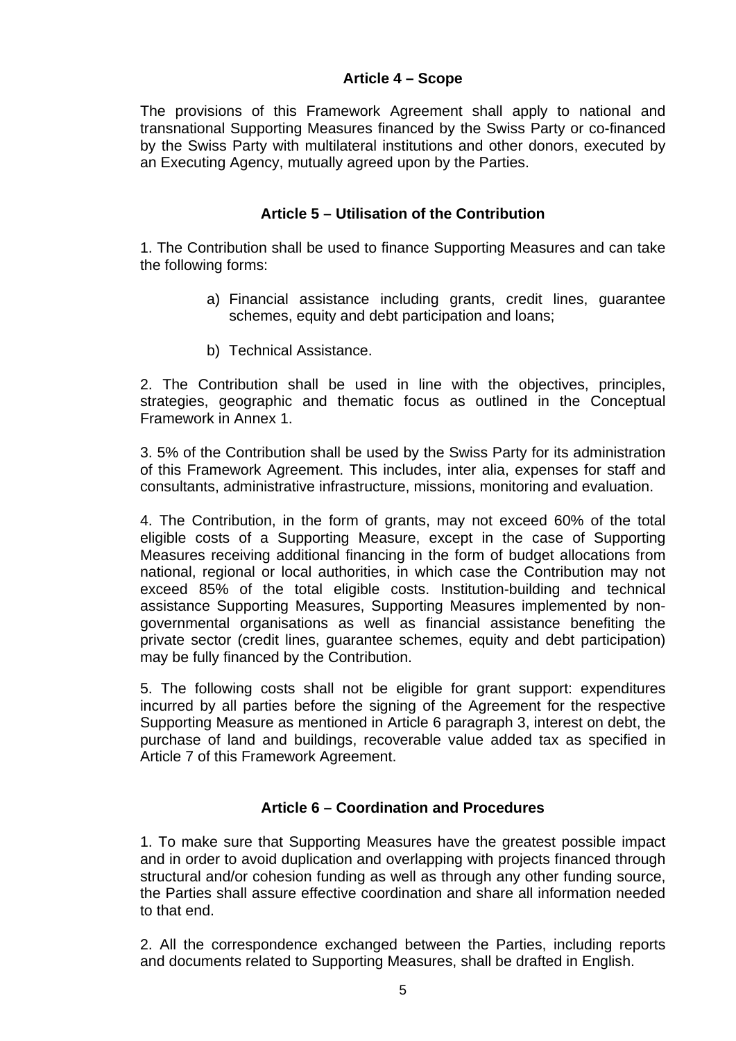### Article 4 – Scope

The provisions of this Framework Agreement shall apply to national and transnational Supporting Measures financed by the Swiss Party or co-financed by the Swiss Party with multilateral institutions and other donors, executed by an Executing Agency, mutually agreed upon by the Parties.

### Article 5 – Utilisation of the Contribution

1. The Contribution shall be used to finance Supporting Measures and can take the following forms:

   a) Financial assistance including grants, credit lines, guarantee schemes, equity and debt participation and loans;

   b) Technical Assistance.

2. The Contribution shall be used in line with the objectives, principles, strategies, geographic and thematic focus as outlined in the Conceptual Framework in Annex 1.

3. 5% of the Contribution shall be used by the Swiss Party for its administration of this Framework Agreement. This includes, inter alia, expenses for staff and consultants, administrative infrastructure, missions, monitoring and evaluation.

4. The Contribution, in the form of grants, may not exceed 60% of the total eligible costs of a Supporting Measure, except in the case of Supporting Measures receiving additional financing in the form of budget allocations from national, regional or local authorities, in which case the Contribution may not exceed 85% of the total eligible costs. Institution-building and technical assistance Supporting Measures, Supporting Measures implemented by non-governmental organisations as well as financial assistance benefiting the private sector (credit lines, guarantee schemes, equity and debt participation) may be fully financed by the Contribution.

5. The following costs shall not be eligible for grant support: expenditures incurred by all parties before the signing of the Agreement for the respective Supporting Measure as mentioned in Article 6 paragraph 3, interest on debt, the purchase of land and buildings, recoverable value added tax as specified in Article 7 of this Framework Agreement.

### Article 6 – Coordination and Procedures

1. To make sure that Supporting Measures have the greatest possible impact and in order to avoid duplication and overlapping with projects financed through structural and/or cohesion funding as well as through any other funding source, the Parties shall assure effective coordination and share all information needed to that end.

2. All the correspondence exchanged between the Parties, including reports and documents related to Supporting Measures, shall be drafted in English.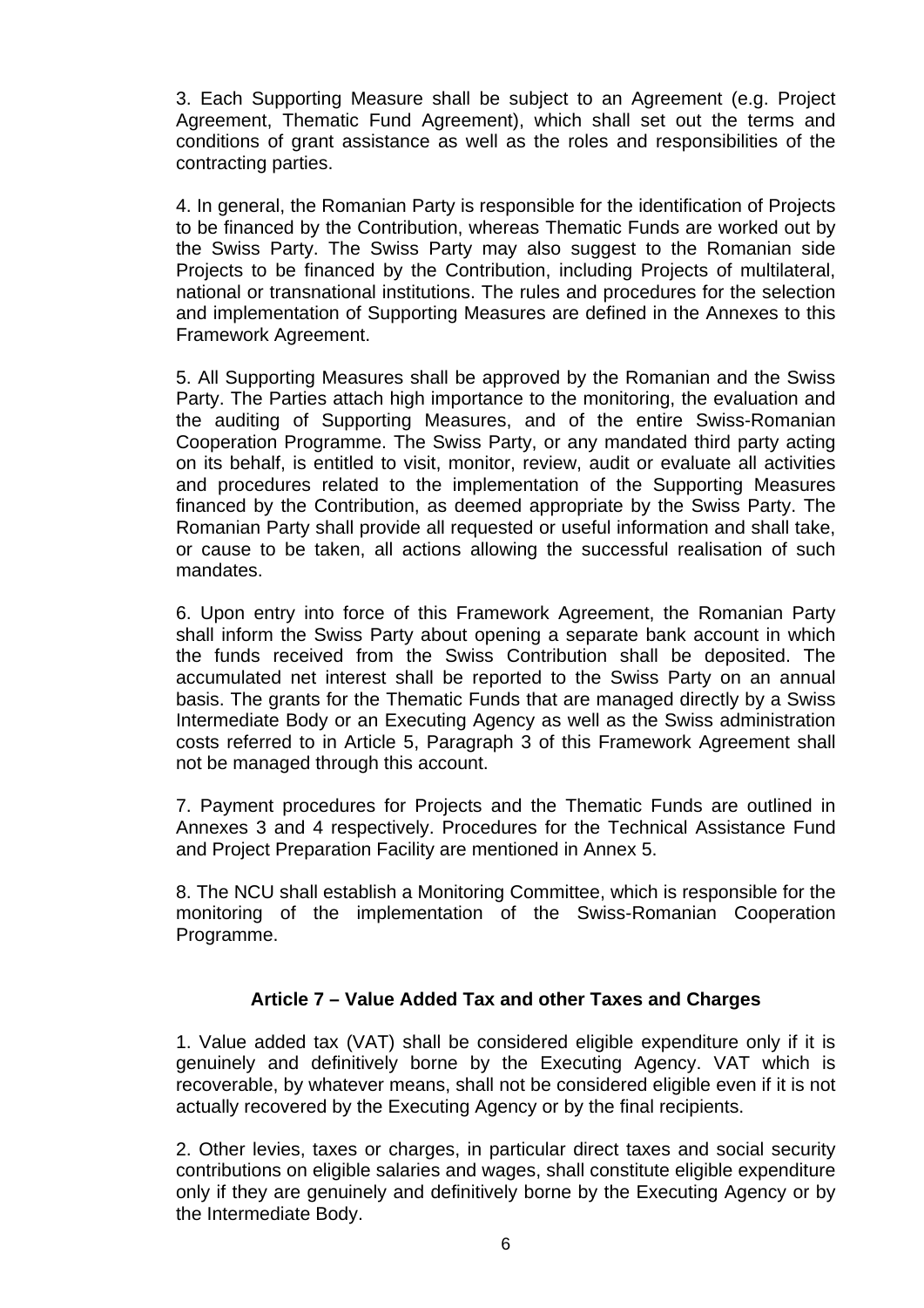3. Each Supporting Measure shall be subject to an Agreement (e.g. Project Agreement, Thematic Fund Agreement), which shall set out the terms and conditions of grant assistance as well as the roles and responsibilities of the contracting parties.

4. In general, the Romanian Party is responsible for the identification of Projects to be financed by the Contribution, whereas Thematic Funds are worked out by the Swiss Party. The Swiss Party may also suggest to the Romanian side Projects to be financed by the Contribution, including Projects of multilateral, national or transnational institutions. The rules and procedures for the selection and implementation of Supporting Measures are defined in the Annexes to this Framework Agreement.

5. All Supporting Measures shall be approved by the Romanian and the Swiss Party. The Parties attach high importance to the monitoring, the evaluation and the auditing of Supporting Measures, and of the entire Swiss-Romanian Cooperation Programme. The Swiss Party, or any mandated third party acting on its behalf, is entitled to visit, monitor, review, audit or evaluate all activities and procedures related to the implementation of the Supporting Measures financed by the Contribution, as deemed appropriate by the Swiss Party. The Romanian Party shall provide all requested or useful information and shall take, or cause to be taken, all actions allowing the successful realisation of such mandates.

6. Upon entry into force of this Framework Agreement, the Romanian Party shall inform the Swiss Party about opening a separate bank account in which the funds received from the Swiss Contribution shall be deposited. The accumulated net interest shall be reported to the Swiss Party on an annual basis. The grants for the Thematic Funds that are managed directly by a Swiss Intermediate Body or an Executing Agency as well as the Swiss administration costs referred to in Article 5, Paragraph 3 of this Framework Agreement shall not be managed through this account.

7. Payment procedures for Projects and the Thematic Funds are outlined in Annexes 3 and 4 respectively. Procedures for the Technical Assistance Fund and Project Preparation Facility are mentioned in Annex 5.

8. The NCU shall establish a Monitoring Committee, which is responsible for the monitoring of the implementation of the Swiss-Romanian Cooperation Programme.

## Article 7 – Value Added Tax and other Taxes and Charges

1. Value added tax (VAT) shall be considered eligible expenditure only if it is genuinely and definitively borne by the Executing Agency. VAT which is recoverable, by whatever means, shall not be considered eligible even if it is not actually recovered by the Executing Agency or by the final recipients.

2. Other levies, taxes or charges, in particular direct taxes and social security contributions on eligible salaries and wages, shall constitute eligible expenditure only if they are genuinely and definitively borne by the Executing Agency or by the Intermediate Body.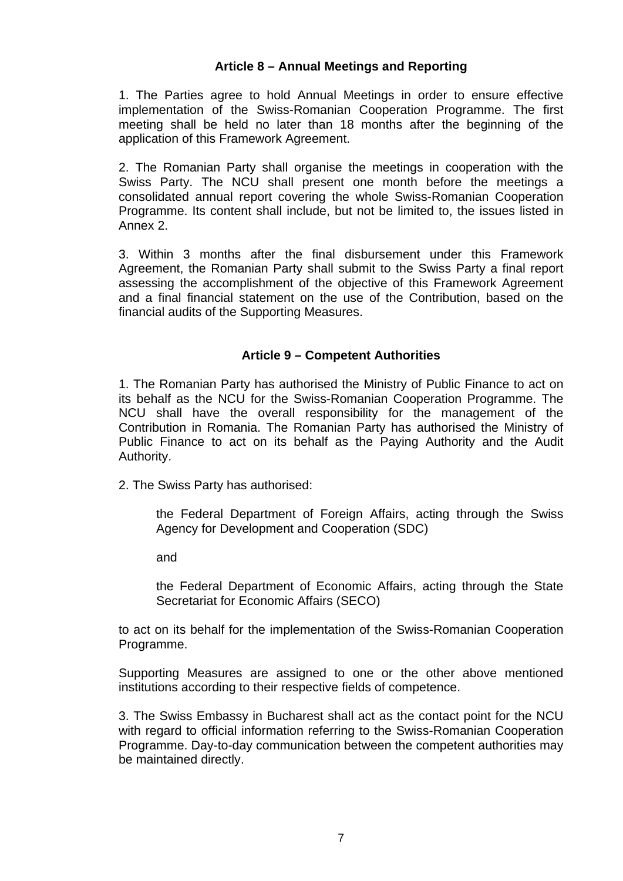## Article 8 – Annual Meetings and Reporting

1. The Parties agree to hold Annual Meetings in order to ensure effective implementation of the Swiss-Romanian Cooperation Programme. The first meeting shall be held no later than 18 months after the beginning of the application of this Framework Agreement.

2. The Romanian Party shall organise the meetings in cooperation with the Swiss Party. The NCU shall present one month before the meetings a consolidated annual report covering the whole Swiss-Romanian Cooperation Programme. Its content shall include, but not be limited to, the issues listed in Annex 2.

3. Within 3 months after the final disbursement under this Framework Agreement, the Romanian Party shall submit to the Swiss Party a final report assessing the accomplishment of the objective of this Framework Agreement and a final financial statement on the use of the Contribution, based on the financial audits of the Supporting Measures.

## Article 9 – Competent Authorities

1. The Romanian Party has authorised the Ministry of Public Finance to act on its behalf as the NCU for the Swiss-Romanian Cooperation Programme. The NCU shall have the overall responsibility for the management of the Contribution in Romania. The Romanian Party has authorised the Ministry of Public Finance to act on its behalf as the Paying Authority and the Audit Authority.

2. The Swiss Party has authorised:

> the Federal Department of Foreign Affairs, acting through the Swiss Agency for Development and Cooperation (SDC)
>
> and
>
> the Federal Department of Economic Affairs, acting through the State Secretariat for Economic Affairs (SECO)

to act on its behalf for the implementation of the Swiss-Romanian Cooperation Programme.

Supporting Measures are assigned to one or the other above mentioned institutions according to their respective fields of competence.

3. The Swiss Embassy in Bucharest shall act as the contact point for the NCU with regard to official information referring to the Swiss-Romanian Cooperation Programme. Day-to-day communication between the competent authorities may be maintained directly.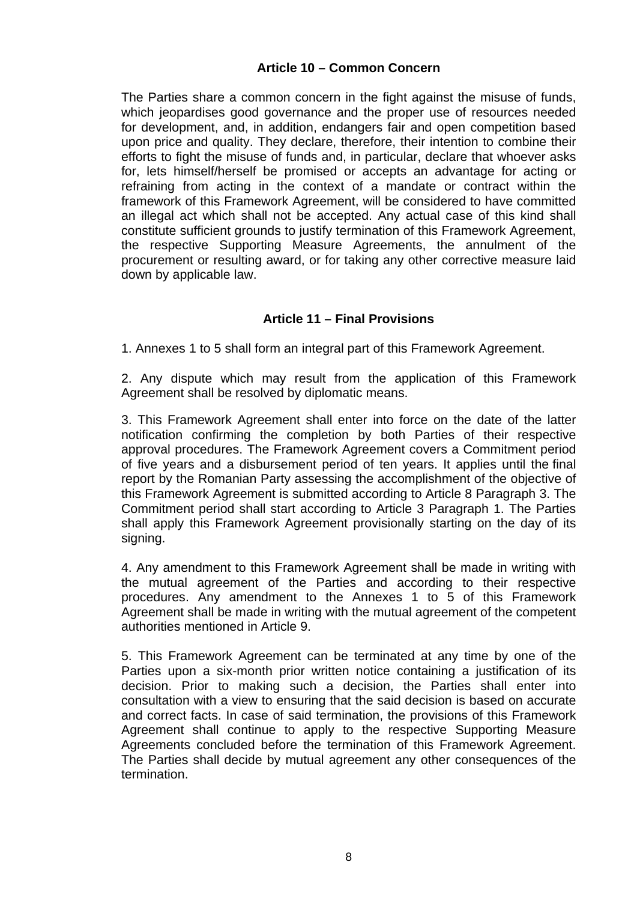### Article 10 – Common Concern

The Parties share a common concern in the fight against the misuse of funds, which jeopardises good governance and the proper use of resources needed for development, and, in addition, endangers fair and open competition based upon price and quality. They declare, therefore, their intention to combine their efforts to fight the misuse of funds and, in particular, declare that whoever asks for, lets himself/herself be promised or accepts an advantage for acting or refraining from acting in the context of a mandate or contract within the framework of this Framework Agreement, will be considered to have committed an illegal act which shall not be accepted. Any actual case of this kind shall constitute sufficient grounds to justify termination of this Framework Agreement, the respective Supporting Measure Agreements, the annulment of the procurement or resulting award, or for taking any other corrective measure laid down by applicable law.

### Article 11 – Final Provisions

1. Annexes 1 to 5 shall form an integral part of this Framework Agreement.

2. Any dispute which may result from the application of this Framework Agreement shall be resolved by diplomatic means.

3. This Framework Agreement shall enter into force on the date of the latter notification confirming the completion by both Parties of their respective approval procedures. The Framework Agreement covers a Commitment period of five years and a disbursement period of ten years. It applies until the final report by the Romanian Party assessing the accomplishment of the objective of this Framework Agreement is submitted according to Article 8 Paragraph 3. The Commitment period shall start according to Article 3 Paragraph 1. The Parties shall apply this Framework Agreement provisionally starting on the day of its signing.

4. Any amendment to this Framework Agreement shall be made in writing with the mutual agreement of the Parties and according to their respective procedures. Any amendment to the Annexes 1 to 5 of this Framework Agreement shall be made in writing with the mutual agreement of the competent authorities mentioned in Article 9.

5. This Framework Agreement can be terminated at any time by one of the Parties upon a six-month prior written notice containing a justification of its decision. Prior to making such a decision, the Parties shall enter into consultation with a view to ensuring that the said decision is based on accurate and correct facts. In case of said termination, the provisions of this Framework Agreement shall continue to apply to the respective Supporting Measure Agreements concluded before the termination of this Framework Agreement. The Parties shall decide by mutual agreement any other consequences of the termination.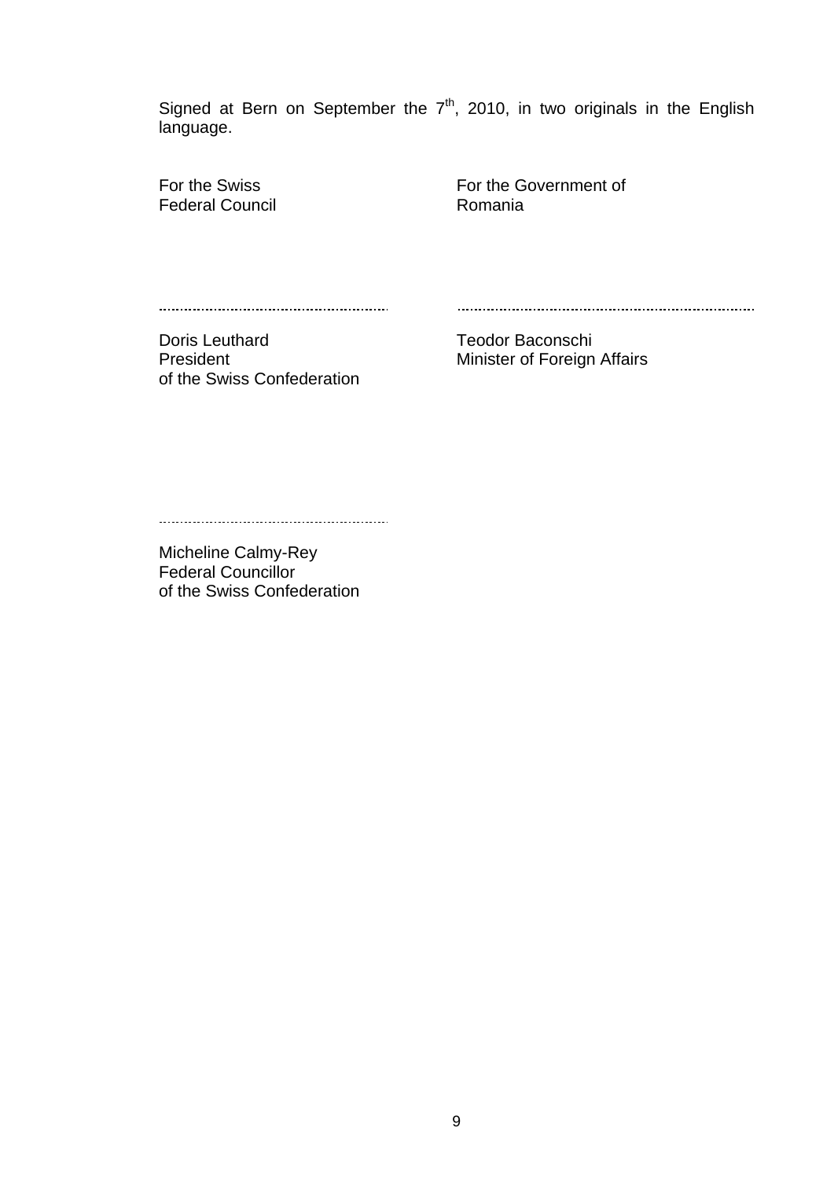Signed at Bern on September the 7th, 2010, in two originals in the English language.

| | |
|---|---|
| For the Swiss Federal Council | For the Government of Romania |
| ........................................................ | ........................................................ |
| Doris Leuthard<br>President<br>of the Swiss Confederation | Teodor Baconschi<br>Minister of Foreign Affairs |
| ........................................................ | |
| Micheline Calmy-Rey<br>Federal Councillor<br>of the Swiss Confederation | |